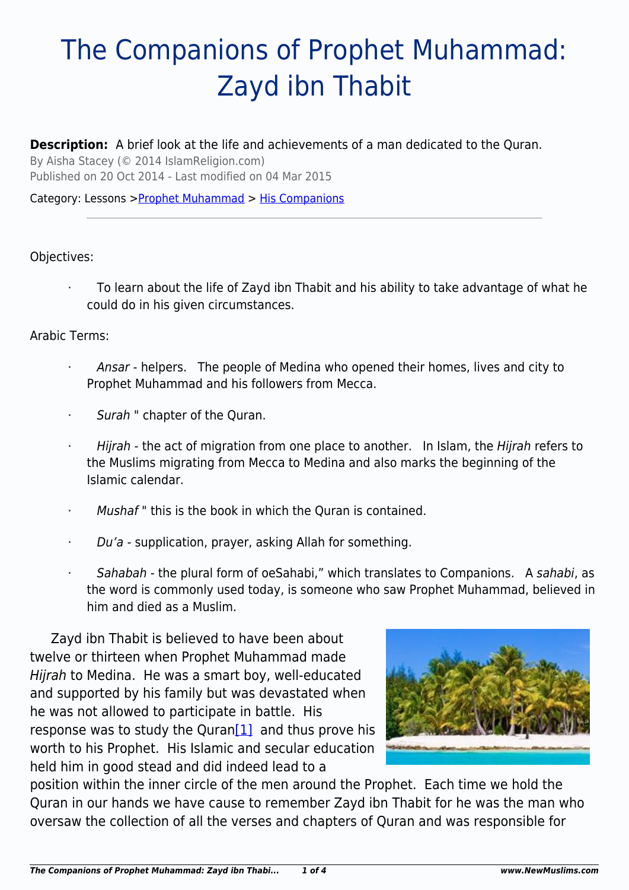# The Companions of Prophet Muhammad: Zayd ibn Thabit

**Description:** A brief look at the life and achievements of a man dedicated to the Quran.

By Aisha Stacey (© 2014 IslamReligion.com)

Published on 20 Oct 2014 - Last modified on 04 Mar 2015

Category: Lessons > Prophet Muhammad > His Companions

---

Objectives:

- To learn about the life of Zayd ibn Thabit and his ability to take advantage of what he could do in his given circumstances.

Arabic Terms:

- *Ansar* - helpers. The people of Medina who opened their homes, lives and city to Prophet Muhammad and his followers from Mecca.
- *Surah* " chapter of the Quran.
- *Hijrah* - the act of migration from one place to another. In Islam, the *Hijrah* refers to the Muslims migrating from Mecca to Medina and also marks the beginning of the Islamic calendar.
- *Mushaf* " this is the book in which the Quran is contained.
- *Du'a* - supplication, prayer, asking Allah for something.
- *Sahabah* - the plural form of oeSahabi," which translates to Companions. A *sahabi*, as the word is commonly used today, is someone who saw Prophet Muhammad, believed in him and died as a Muslim.

Zayd ibn Thabit is believed to have been about twelve or thirteen when Prophet Muhammad made *Hijrah* to Medina. He was a smart boy, well-educated and supported by his family but was devastated when he was not allowed to participate in battle. His response was to study the Quran[1] and thus prove his worth to his Prophet. His Islamic and secular education held him in good stead and did indeed lead to a position within the inner circle of the men around the Prophet. Each time we hold the Quran in our hands we have cause to remember Zayd ibn Thabit for he was the man who oversaw the collection of all the verses and chapters of Quran and was responsible for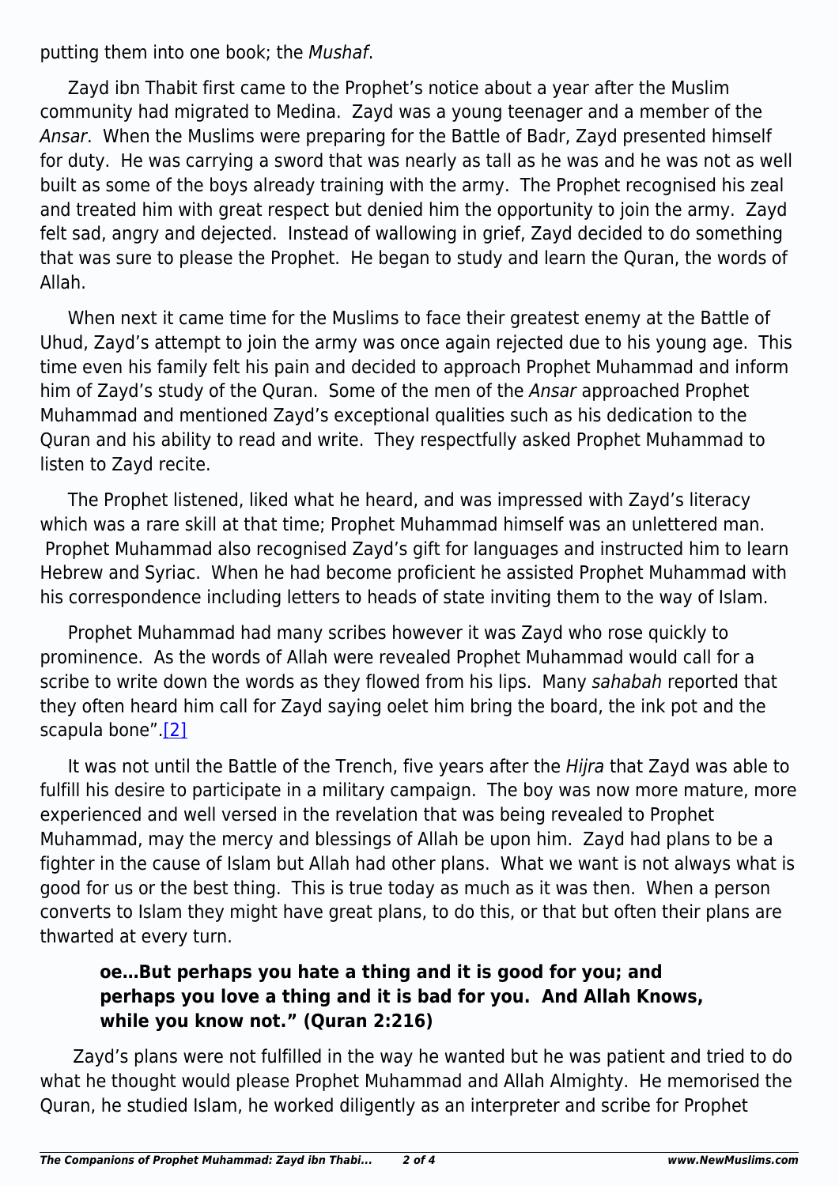putting them into one book; the *Mushaf*.

Zayd ibn Thabit first came to the Prophet's notice about a year after the Muslim community had migrated to Medina. Zayd was a young teenager and a member of the *Ansar*. When the Muslims were preparing for the Battle of Badr, Zayd presented himself for duty. He was carrying a sword that was nearly as tall as he was and he was not as well built as some of the boys already training with the army. The Prophet recognised his zeal and treated him with great respect but denied him the opportunity to join the army. Zayd felt sad, angry and dejected. Instead of wallowing in grief, Zayd decided to do something that was sure to please the Prophet. He began to study and learn the Quran, the words of Allah.

When next it came time for the Muslims to face their greatest enemy at the Battle of Uhud, Zayd's attempt to join the army was once again rejected due to his young age. This time even his family felt his pain and decided to approach Prophet Muhammad and inform him of Zayd's study of the Quran. Some of the men of the *Ansar* approached Prophet Muhammad and mentioned Zayd's exceptional qualities such as his dedication to the Quran and his ability to read and write. They respectfully asked Prophet Muhammad to listen to Zayd recite.

The Prophet listened, liked what he heard, and was impressed with Zayd's literacy which was a rare skill at that time; Prophet Muhammad himself was an unlettered man. Prophet Muhammad also recognised Zayd's gift for languages and instructed him to learn Hebrew and Syriac. When he had become proficient he assisted Prophet Muhammad with his correspondence including letters to heads of state inviting them to the way of Islam.

Prophet Muhammad had many scribes however it was Zayd who rose quickly to prominence. As the words of Allah were revealed Prophet Muhammad would call for a scribe to write down the words as they flowed from his lips. Many *sahabah* reported that they often heard him call for Zayd saying oelet him bring the board, the ink pot and the scapula bone".[2]

It was not until the Battle of the Trench, five years after the *Hijra* that Zayd was able to fulfill his desire to participate in a military campaign. The boy was now more mature, more experienced and well versed in the revelation that was being revealed to Prophet Muhammad, may the mercy and blessings of Allah be upon him. Zayd had plans to be a fighter in the cause of Islam but Allah had other plans. What we want is not always what is good for us or the best thing. This is true today as much as it was then. When a person converts to Islam they might have great plans, to do this, or that but often their plans are thwarted at every turn.

> **oe…But perhaps you hate a thing and it is good for you; and perhaps you love a thing and it is bad for you. And Allah Knows, while you know not." (Quran 2:216)**

Zayd's plans were not fulfilled in the way he wanted but he was patient and tried to do what he thought would please Prophet Muhammad and Allah Almighty. He memorised the Quran, he studied Islam, he worked diligently as an interpreter and scribe for Prophet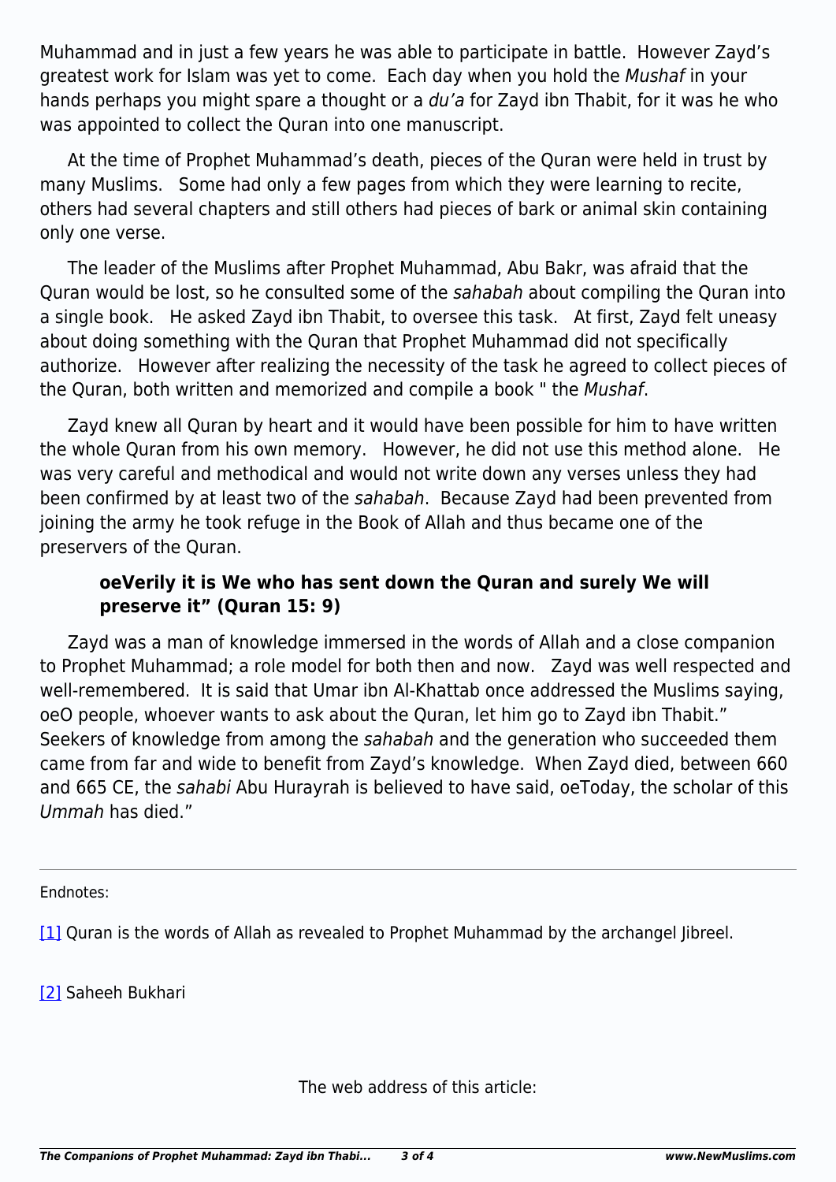Muhammad and in just a few years he was able to participate in battle. However Zayd's greatest work for Islam was yet to come. Each day when you hold the *Mushaf* in your hands perhaps you might spare a thought or a *du'a* for Zayd ibn Thabit, for it was he who was appointed to collect the Quran into one manuscript.

At the time of Prophet Muhammad's death, pieces of the Quran were held in trust by many Muslims. Some had only a few pages from which they were learning to recite, others had several chapters and still others had pieces of bark or animal skin containing only one verse.

The leader of the Muslims after Prophet Muhammad, Abu Bakr, was afraid that the Quran would be lost, so he consulted some of the *sahabah* about compiling the Quran into a single book. He asked Zayd ibn Thabit, to oversee this task. At first, Zayd felt uneasy about doing something with the Quran that Prophet Muhammad did not specifically authorize. However after realizing the necessity of the task he agreed to collect pieces of the Quran, both written and memorized and compile a book " the *Mushaf*.

Zayd knew all Quran by heart and it would have been possible for him to have written the whole Quran from his own memory. However, he did not use this method alone. He was very careful and methodical and would not write down any verses unless they had been confirmed by at least two of the *sahabah*. Because Zayd had been prevented from joining the army he took refuge in the Book of Allah and thus became one of the preservers of the Quran.

> **oeVerily it is We who has sent down the Quran and surely We will preserve it" (Quran 15: 9)**

Zayd was a man of knowledge immersed in the words of Allah and a close companion to Prophet Muhammad; a role model for both then and now. Zayd was well respected and well-remembered. It is said that Umar ibn Al-Khattab once addressed the Muslims saying, oeO people, whoever wants to ask about the Quran, let him go to Zayd ibn Thabit." Seekers of knowledge from among the *sahabah* and the generation who succeeded them came from far and wide to benefit from Zayd's knowledge. When Zayd died, between 660 and 665 CE, the *sahabi* Abu Hurayrah is believed to have said, oeToday, the scholar of this *Ummah* has died."

---

Endnotes:

[1] Quran is the words of Allah as revealed to Prophet Muhammad by the archangel Jibreel.

[2] Saheeh Bukhari

The web address of this article: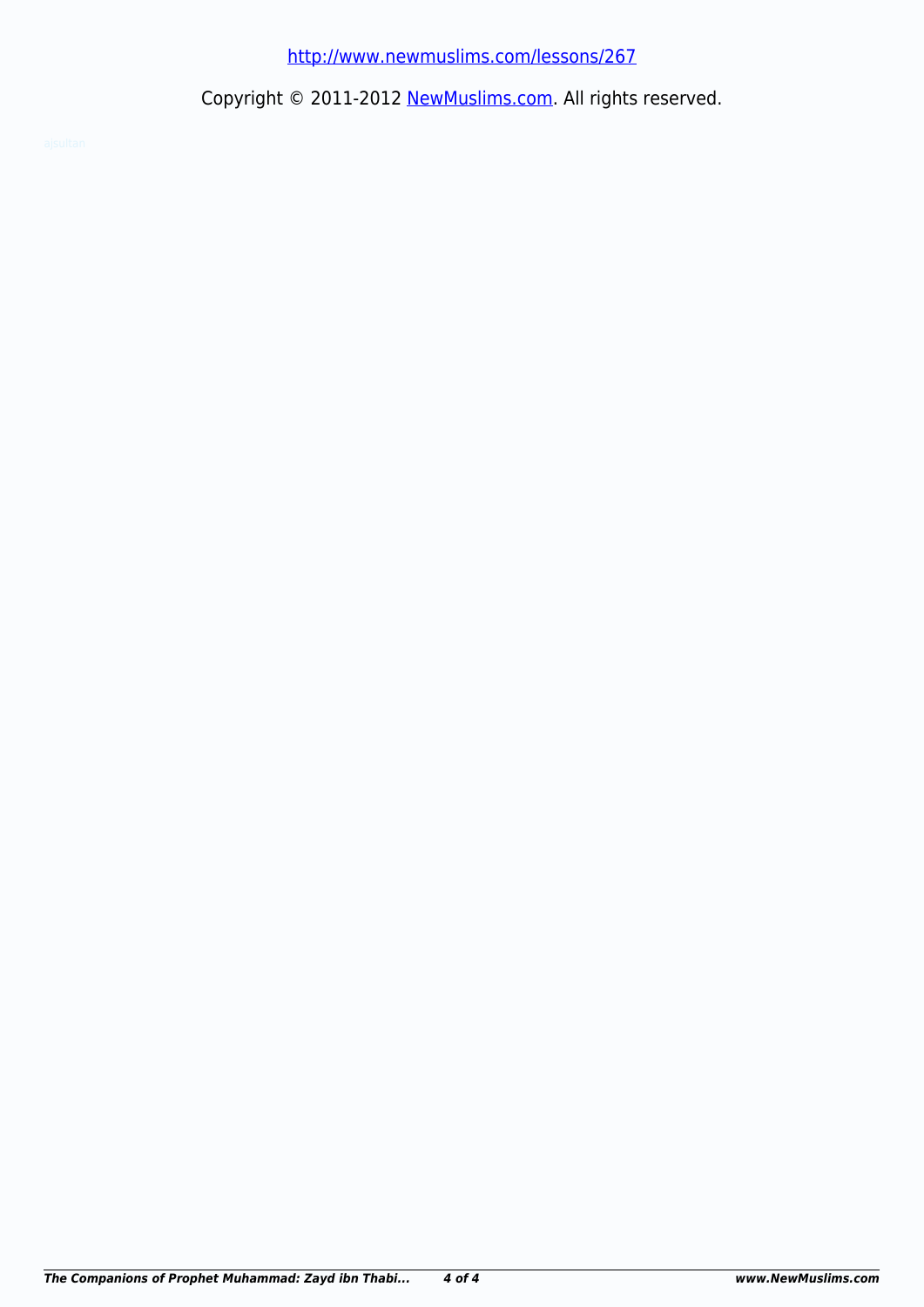http://www.newmuslims.com/lessons/267

Copyright © 2011-2012 NewMuslims.com. All rights reserved.

ajsultan